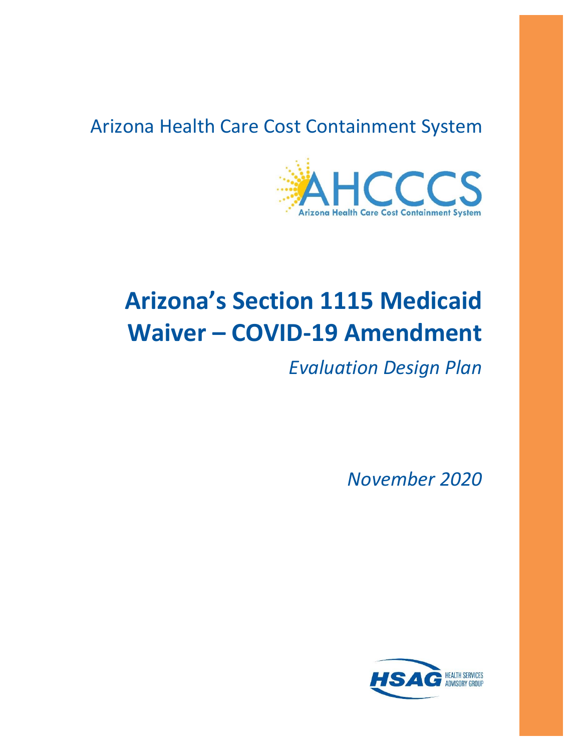Arizona Health Care Cost Containment System

# Arizona's Section 1115 Medicaid Waiver – COVID-19 Amendment

*Evaluation Design Plan*

*November 2020*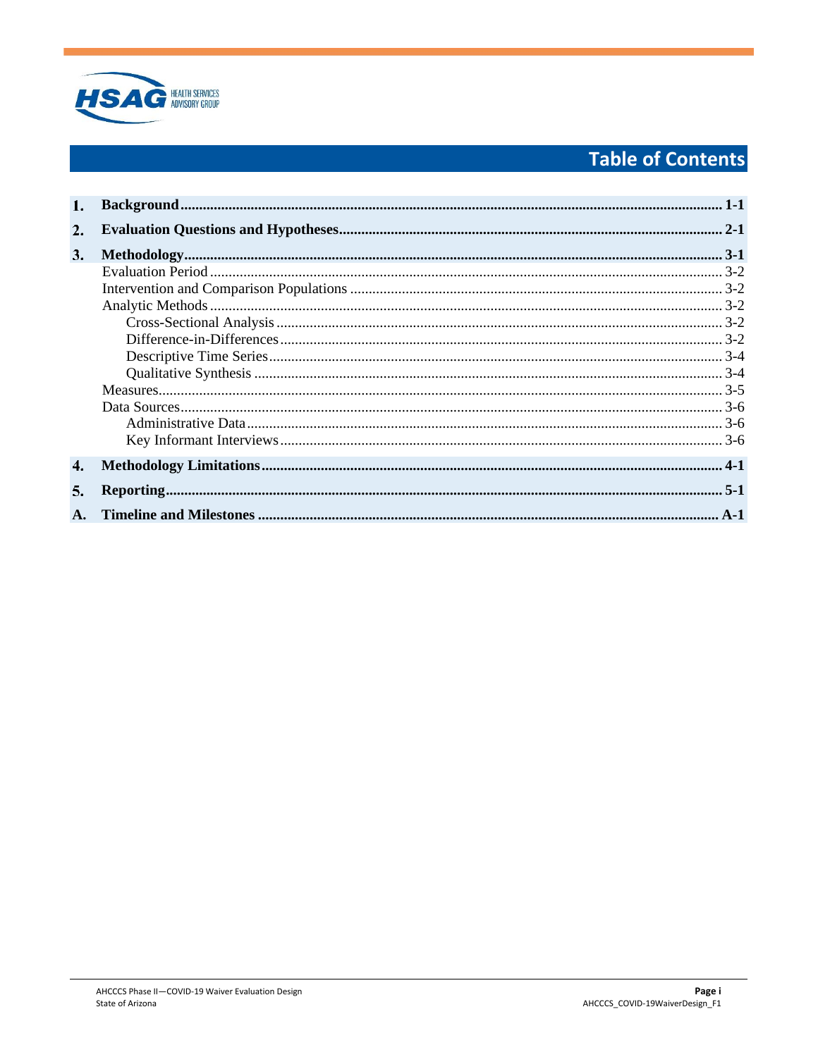# Table of Contents

| | | |
|---|---|---|
| **1.** | **Background** | **1-1** |
| **2.** | **Evaluation Questions and Hypotheses** | **2-1** |
| **3.** | **Methodology** | **3-1** |
| | Evaluation Period | 3-2 |
| | Intervention and Comparison Populations | 3-2 |
| | Analytic Methods | 3-2 |
| | Cross-Sectional Analysis | 3-2 |
| | Difference-in-Differences | 3-2 |
| | Descriptive Time Series | 3-4 |
| | Qualitative Synthesis | 3-4 |
| | Measures | 3-5 |
| | Data Sources | 3-6 |
| | Administrative Data | 3-6 |
| | Key Informant Interviews | 3-6 |
| **4.** | **Methodology Limitations** | **4-1** |
| **5.** | **Reporting** | **5-1** |
| **A.** | **Timeline and Milestones** | **A-1** |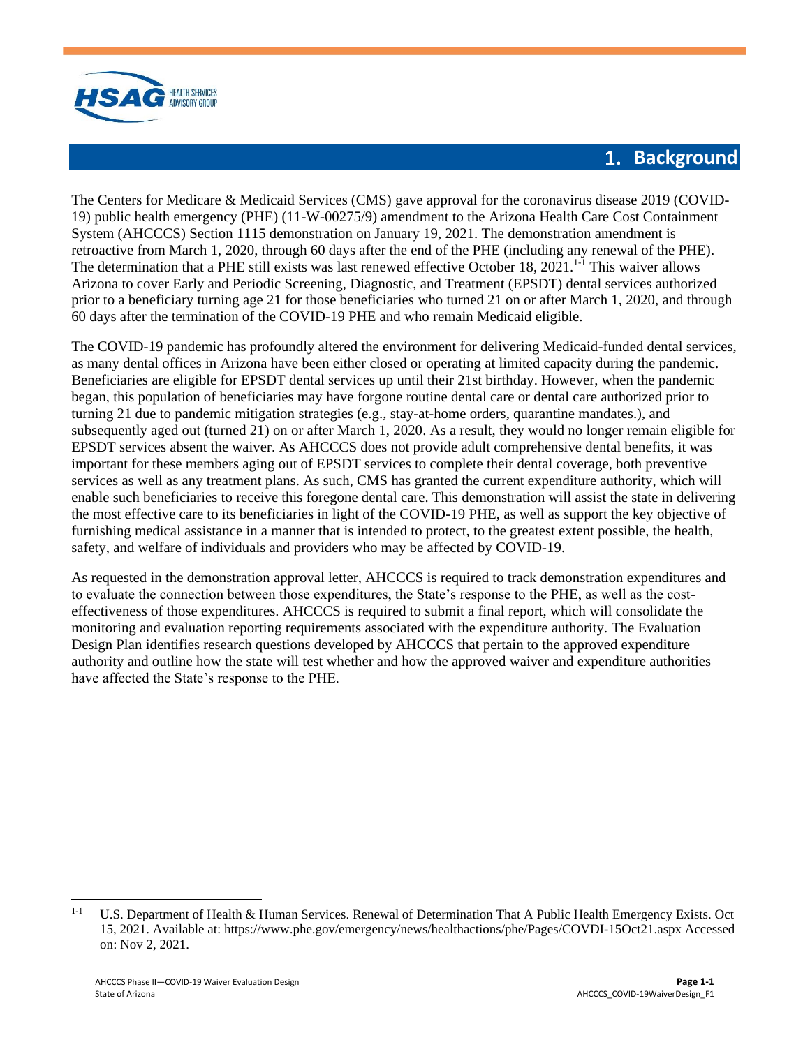# 1. Background

The Centers for Medicare & Medicaid Services (CMS) gave approval for the coronavirus disease 2019 (COVID-19) public health emergency (PHE) (11-W-00275/9) amendment to the Arizona Health Care Cost Containment System (AHCCCS) Section 1115 demonstration on January 19, 2021. The demonstration amendment is retroactive from March 1, 2020, through 60 days after the end of the PHE (including any renewal of the PHE). The determination that a PHE still exists was last renewed effective October 18, 2021.[1-1] This waiver allows Arizona to cover Early and Periodic Screening, Diagnostic, and Treatment (EPSDT) dental services authorized prior to a beneficiary turning age 21 for those beneficiaries who turned 21 on or after March 1, 2020, and through 60 days after the termination of the COVID-19 PHE and who remain Medicaid eligible.

The COVID-19 pandemic has profoundly altered the environment for delivering Medicaid-funded dental services, as many dental offices in Arizona have been either closed or operating at limited capacity during the pandemic. Beneficiaries are eligible for EPSDT dental services up until their 21st birthday. However, when the pandemic began, this population of beneficiaries may have forgone routine dental care or dental care authorized prior to turning 21 due to pandemic mitigation strategies (e.g., stay-at-home orders, quarantine mandates.), and subsequently aged out (turned 21) on or after March 1, 2020. As a result, they would no longer remain eligible for EPSDT services absent the waiver. As AHCCCS does not provide adult comprehensive dental benefits, it was important for these members aging out of EPSDT services to complete their dental coverage, both preventive services as well as any treatment plans. As such, CMS has granted the current expenditure authority, which will enable such beneficiaries to receive this foregone dental care. This demonstration will assist the state in delivering the most effective care to its beneficiaries in light of the COVID-19 PHE, as well as support the key objective of furnishing medical assistance in a manner that is intended to protect, to the greatest extent possible, the health, safety, and welfare of individuals and providers who may be affected by COVID-19.

As requested in the demonstration approval letter, AHCCCS is required to track demonstration expenditures and to evaluate the connection between those expenditures, the State's response to the PHE, as well as the cost-effectiveness of those expenditures. AHCCCS is required to submit a final report, which will consolidate the monitoring and evaluation reporting requirements associated with the expenditure authority. The Evaluation Design Plan identifies research questions developed by AHCCCS that pertain to the approved expenditure authority and outline how the state will test whether and how the approved waiver and expenditure authorities have affected the State's response to the PHE.

[1-1] U.S. Department of Health & Human Services. Renewal of Determination That A Public Health Emergency Exists. Oct 15, 2021. Available at: https://www.phe.gov/emergency/news/healthactions/phe/Pages/COVDI-15Oct21.aspx Accessed on: Nov 2, 2021.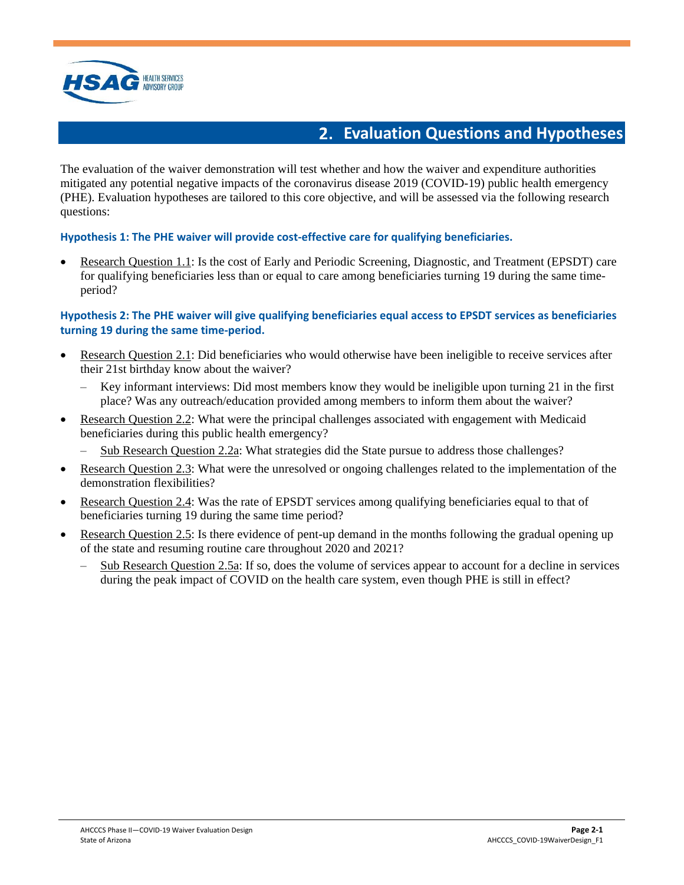# 2. Evaluation Questions and Hypotheses

The evaluation of the waiver demonstration will test whether and how the waiver and expenditure authorities mitigated any potential negative impacts of the coronavirus disease 2019 (COVID-19) public health emergency (PHE). Evaluation hypotheses are tailored to this core objective, and will be assessed via the following research questions:

### Hypothesis 1: The PHE waiver will provide cost-effective care for qualifying beneficiaries.

- Research Question 1.1: Is the cost of Early and Periodic Screening, Diagnostic, and Treatment (EPSDT) care for qualifying beneficiaries less than or equal to care among beneficiaries turning 19 during the same time-period?

### Hypothesis 2: The PHE waiver will give qualifying beneficiaries equal access to EPSDT services as beneficiaries turning 19 during the same time-period.

- Research Question 2.1: Did beneficiaries who would otherwise have been ineligible to receive services after their 21st birthday know about the waiver?
  - Key informant interviews: Did most members know they would be ineligible upon turning 21 in the first place? Was any outreach/education provided among members to inform them about the waiver?
- Research Question 2.2: What were the principal challenges associated with engagement with Medicaid beneficiaries during this public health emergency?
  - Sub Research Question 2.2a: What strategies did the State pursue to address those challenges?
- Research Question 2.3: What were the unresolved or ongoing challenges related to the implementation of the demonstration flexibilities?
- Research Question 2.4: Was the rate of EPSDT services among qualifying beneficiaries equal to that of beneficiaries turning 19 during the same time period?
- Research Question 2.5: Is there evidence of pent-up demand in the months following the gradual opening up of the state and resuming routine care throughout 2020 and 2021?
  - Sub Research Question 2.5a: If so, does the volume of services appear to account for a decline in services during the peak impact of COVID on the health care system, even though PHE is still in effect?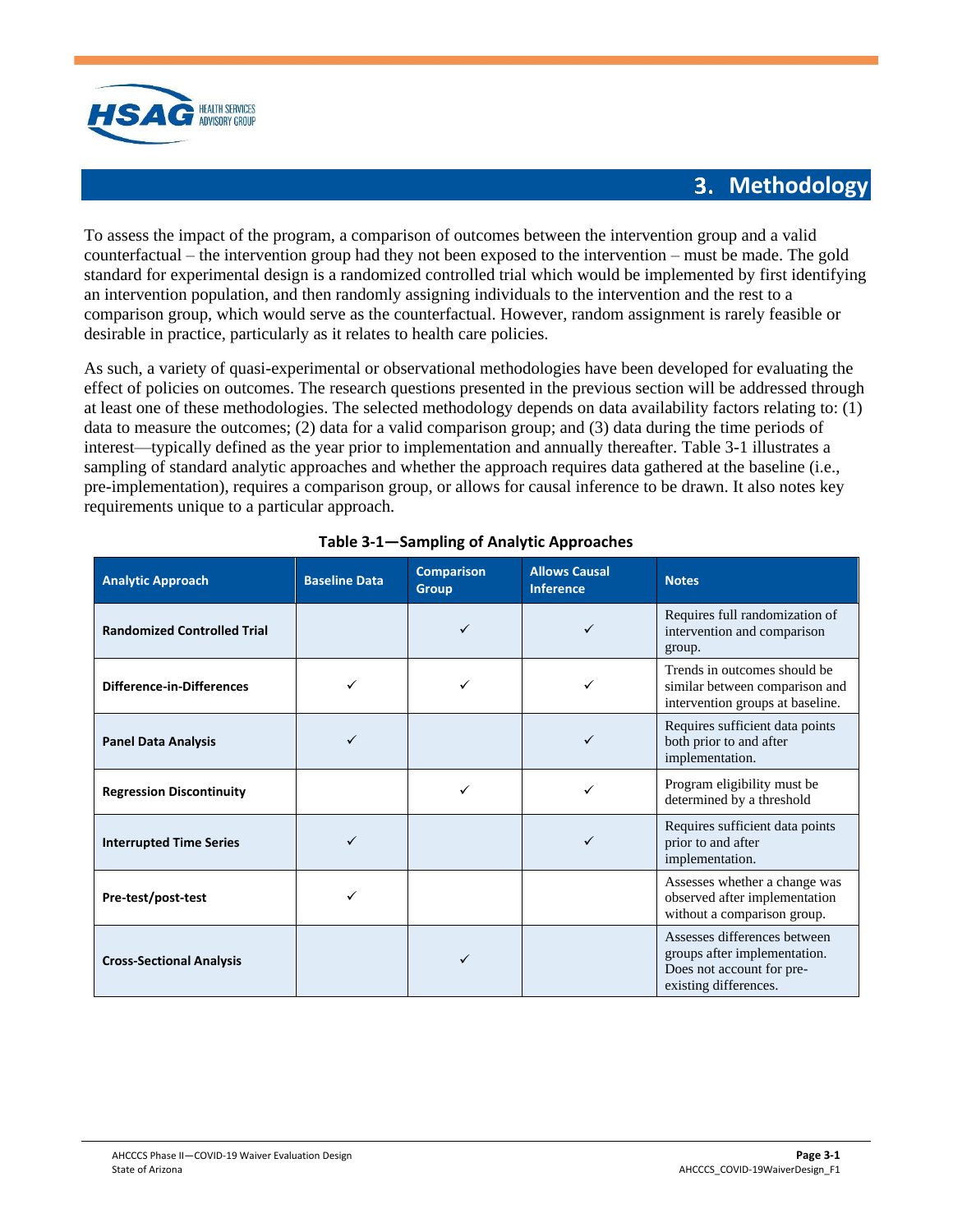## 3. Methodology

To assess the impact of the program, a comparison of outcomes between the intervention group and a valid counterfactual – the intervention group had they not been exposed to the intervention – must be made. The gold standard for experimental design is a randomized controlled trial which would be implemented by first identifying an intervention population, and then randomly assigning individuals to the intervention and the rest to a comparison group, which would serve as the counterfactual. However, random assignment is rarely feasible or desirable in practice, particularly as it relates to health care policies.

As such, a variety of quasi-experimental or observational methodologies have been developed for evaluating the effect of policies on outcomes. The research questions presented in the previous section will be addressed through at least one of these methodologies. The selected methodology depends on data availability factors relating to: (1) data to measure the outcomes; (2) data for a valid comparison group; and (3) data during the time periods of interest—typically defined as the year prior to implementation and annually thereafter. Table 3-1 illustrates a sampling of standard analytic approaches and whether the approach requires data gathered at the baseline (i.e., pre-implementation), requires a comparison group, or allows for causal inference to be drawn. It also notes key requirements unique to a particular approach.

**Table 3-1—Sampling of Analytic Approaches**

| Analytic Approach | Baseline Data | Comparison Group | Allows Causal Inference | Notes |
|---|---|---|---|---|
| **Randomized Controlled Trial** | | ✓ | ✓ | Requires full randomization of intervention and comparison group. |
| **Difference-in-Differences** | ✓ | ✓ | ✓ | Trends in outcomes should be similar between comparison and intervention groups at baseline. |
| **Panel Data Analysis** | ✓ | | ✓ | Requires sufficient data points both prior to and after implementation. |
| **Regression Discontinuity** | | ✓ | ✓ | Program eligibility must be determined by a threshold |
| **Interrupted Time Series** | ✓ | | ✓ | Requires sufficient data points prior to and after implementation. |
| **Pre-test/post-test** | ✓ | | | Assesses whether a change was observed after implementation without a comparison group. |
| **Cross-Sectional Analysis** | | ✓ | | Assesses differences between groups after implementation. Does not account for pre-existing differences. |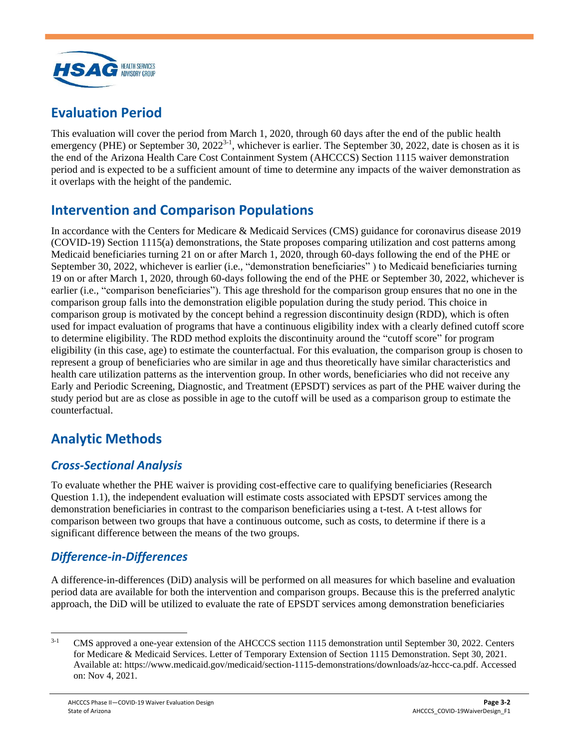## Evaluation Period

This evaluation will cover the period from March 1, 2020, through 60 days after the end of the public health emergency (PHE) or September 30, 2022[3-1], whichever is earlier. The September 30, 2022, date is chosen as it is the end of the Arizona Health Care Cost Containment System (AHCCCS) Section 1115 waiver demonstration period and is expected to be a sufficient amount of time to determine any impacts of the waiver demonstration as it overlaps with the height of the pandemic.

## Intervention and Comparison Populations

In accordance with the Centers for Medicare & Medicaid Services (CMS) guidance for coronavirus disease 2019 (COVID-19) Section 1115(a) demonstrations, the State proposes comparing utilization and cost patterns among Medicaid beneficiaries turning 21 on or after March 1, 2020, through 60-days following the end of the PHE or September 30, 2022, whichever is earlier (i.e., "demonstration beneficiaries" ) to Medicaid beneficiaries turning 19 on or after March 1, 2020, through 60-days following the end of the PHE or September 30, 2022, whichever is earlier (i.e., "comparison beneficiaries"). This age threshold for the comparison group ensures that no one in the comparison group falls into the demonstration eligible population during the study period. This choice in comparison group is motivated by the concept behind a regression discontinuity design (RDD), which is often used for impact evaluation of programs that have a continuous eligibility index with a clearly defined cutoff score to determine eligibility. The RDD method exploits the discontinuity around the "cutoff score" for program eligibility (in this case, age) to estimate the counterfactual. For this evaluation, the comparison group is chosen to represent a group of beneficiaries who are similar in age and thus theoretically have similar characteristics and health care utilization patterns as the intervention group. In other words, beneficiaries who did not receive any Early and Periodic Screening, Diagnostic, and Treatment (EPSDT) services as part of the PHE waiver during the study period but are as close as possible in age to the cutoff will be used as a comparison group to estimate the counterfactual.

## Analytic Methods

### *Cross-Sectional Analysis*

To evaluate whether the PHE waiver is providing cost-effective care to qualifying beneficiaries (Research Question 1.1), the independent evaluation will estimate costs associated with EPSDT services among the demonstration beneficiaries in contrast to the comparison beneficiaries using a t-test. A t-test allows for comparison between two groups that have a continuous outcome, such as costs, to determine if there is a significant difference between the means of the two groups.

### *Difference-in-Differences*

A difference-in-differences (DiD) analysis will be performed on all measures for which baseline and evaluation period data are available for both the intervention and comparison groups. Because this is the preferred analytic approach, the DiD will be utilized to evaluate the rate of EPSDT services among demonstration beneficiaries

---

[3-1] CMS approved a one-year extension of the AHCCCS section 1115 demonstration until September 30, 2022. Centers for Medicare & Medicaid Services. Letter of Temporary Extension of Section 1115 Demonstration. Sept 30, 2021. Available at: https://www.medicaid.gov/medicaid/section-1115-demonstrations/downloads/az-hccc-ca.pdf. Accessed on: Nov 4, 2021.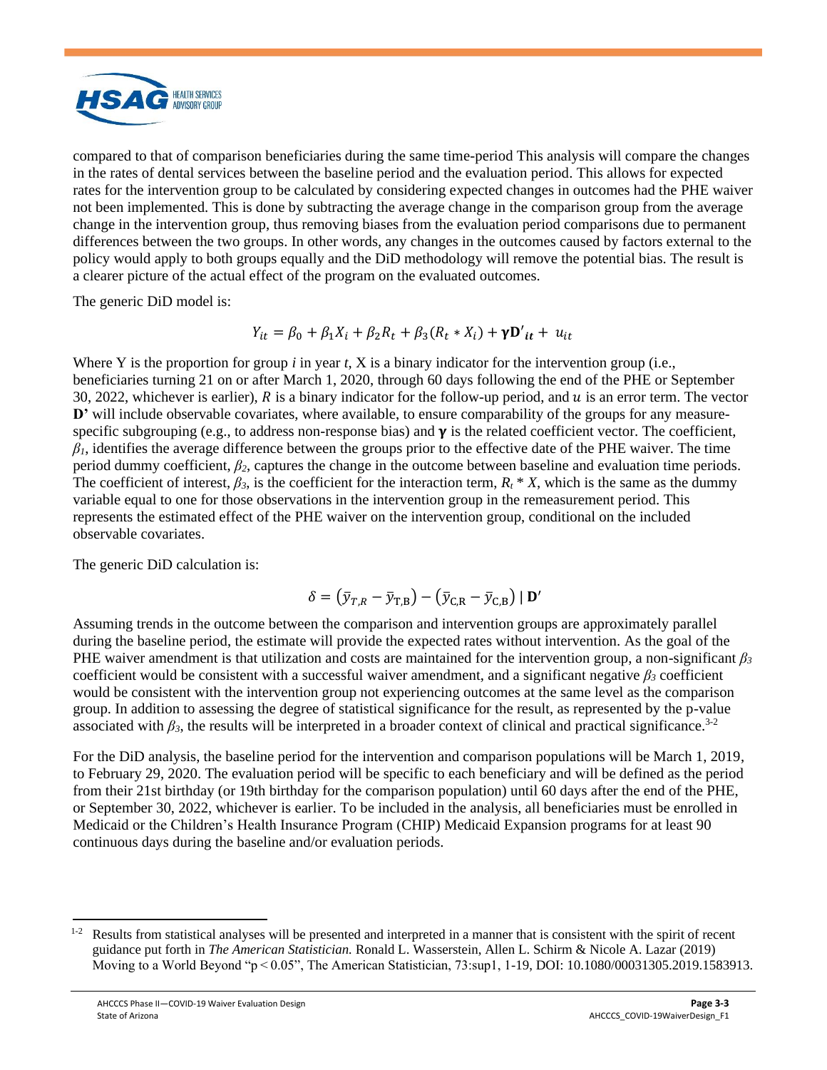compared to that of comparison beneficiaries during the same time-period This analysis will compare the changes in the rates of dental services between the baseline period and the evaluation period. This allows for expected rates for the intervention group to be calculated by considering expected changes in outcomes had the PHE waiver not been implemented. This is done by subtracting the average change in the comparison group from the average change in the intervention group, thus removing biases from the evaluation period comparisons due to permanent differences between the two groups. In other words, any changes in the outcomes caused by factors external to the policy would apply to both groups equally and the DiD methodology will remove the potential bias. The result is a clearer picture of the actual effect of the program on the evaluated outcomes.

The generic DiD model is:

$$Y_{it} = \beta_0 + \beta_1 X_i + \beta_2 R_t + \beta_3 (R_t * X_i) + \boldsymbol{\gamma} \mathbf{D'}_{it} + u_{it}$$

Where Y is the proportion for group $i$ in year $t$, X is a binary indicator for the intervention group (i.e., beneficiaries turning 21 on or after March 1, 2020, through 60 days following the end of the PHE or September 30, 2022, whichever is earlier), $R$ is a binary indicator for the follow-up period, and $u$ is an error term. The vector **D'** will include observable covariates, where available, to ensure comparability of the groups for any measure-specific subgrouping (e.g., to address non-response bias) and $\boldsymbol{\gamma}$ is the related coefficient vector. The coefficient, $\beta_1$, identifies the average difference between the groups prior to the effective date of the PHE waiver. The time period dummy coefficient, $\beta_2$, captures the change in the outcome between baseline and evaluation time periods. The coefficient of interest, $\beta_3$, is the coefficient for the interaction term, $R_t * X$, which is the same as the dummy variable equal to one for those observations in the intervention group in the remeasurement period. This represents the estimated effect of the PHE waiver on the intervention group, conditional on the included observable covariates.

The generic DiD calculation is:

$$\delta = (\bar{y}_{T,R} - \bar{y}_{T,B}) - (\bar{y}_{C,R} - \bar{y}_{C,B}) \mid \mathbf{D'}$$

Assuming trends in the outcome between the comparison and intervention groups are approximately parallel during the baseline period, the estimate will provide the expected rates without intervention. As the goal of the PHE waiver amendment is that utilization and costs are maintained for the intervention group, a non-significant $\beta_3$ coefficient would be consistent with a successful waiver amendment, and a significant negative $\beta_3$ coefficient would be consistent with the intervention group not experiencing outcomes at the same level as the comparison group. In addition to assessing the degree of statistical significance for the result, as represented by the p-value associated with $\beta_3$, the results will be interpreted in a broader context of clinical and practical significance.[3-2]

For the DiD analysis, the baseline period for the intervention and comparison populations will be March 1, 2019, to February 29, 2020. The evaluation period will be specific to each beneficiary and will be defined as the period from their 21st birthday (or 19th birthday for the comparison population) until 60 days after the end of the PHE, or September 30, 2022, whichever is earlier. To be included in the analysis, all beneficiaries must be enrolled in Medicaid or the Children's Health Insurance Program (CHIP) Medicaid Expansion programs for at least 90 continuous days during the baseline and/or evaluation periods.

[1-2] Results from statistical analyses will be presented and interpreted in a manner that is consistent with the spirit of recent guidance put forth in *The American Statistician.* Ronald L. Wasserstein, Allen L. Schirm & Nicole A. Lazar (2019) Moving to a World Beyond "p < 0.05", The American Statistician, 73:sup1, 1-19, DOI: 10.1080/00031305.2019.1583913.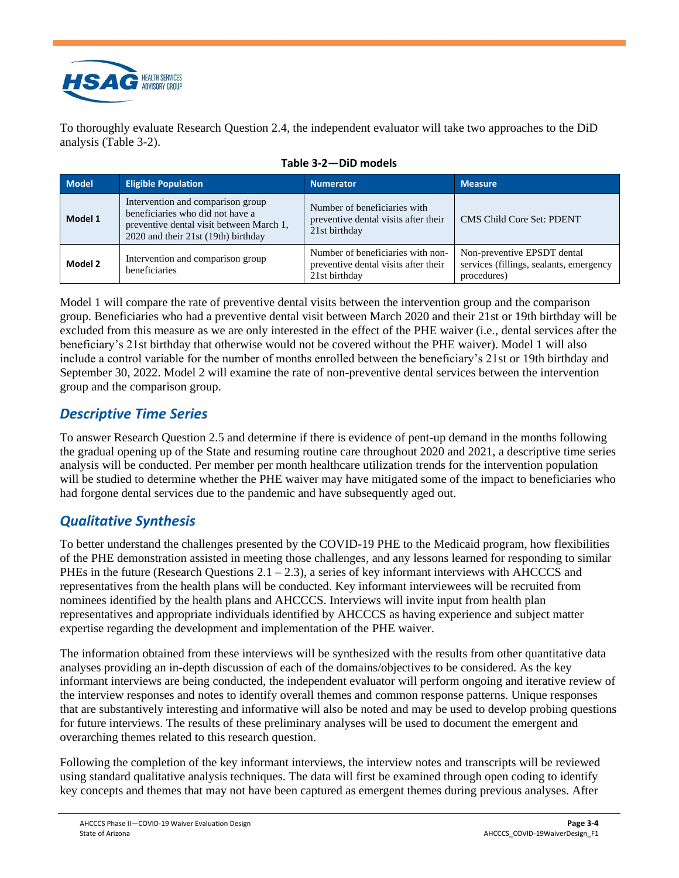To thoroughly evaluate Research Question 2.4, the independent evaluator will take two approaches to the DiD analysis (Table 3-2).

**Table 3-2—DiD models**

| Model | Eligible Population | Numerator | Measure |
| --- | --- | --- | --- |
| **Model 1** | Intervention and comparison group beneficiaries who did not have a preventive dental visit between March 1, 2020 and their 21st (19th) birthday | Number of beneficiaries with preventive dental visits after their 21st birthday | CMS Child Core Set: PDENT |
| **Model 2** | Intervention and comparison group beneficiaries | Number of beneficiaries with non-preventive dental visits after their 21st birthday | Non-preventive EPSDT dental services (fillings, sealants, emergency procedures) |

Model 1 will compare the rate of preventive dental visits between the intervention group and the comparison group. Beneficiaries who had a preventive dental visit between March 2020 and their 21st or 19th birthday will be excluded from this measure as we are only interested in the effect of the PHE waiver (i.e., dental services after the beneficiary's 21st birthday that otherwise would not be covered without the PHE waiver). Model 1 will also include a control variable for the number of months enrolled between the beneficiary's 21st or 19th birthday and September 30, 2022. Model 2 will examine the rate of non-preventive dental services between the intervention group and the comparison group.

## *Descriptive Time Series*

To answer Research Question 2.5 and determine if there is evidence of pent-up demand in the months following the gradual opening up of the State and resuming routine care throughout 2020 and 2021, a descriptive time series analysis will be conducted. Per member per month healthcare utilization trends for the intervention population will be studied to determine whether the PHE waiver may have mitigated some of the impact to beneficiaries who had forgone dental services due to the pandemic and have subsequently aged out.

## *Qualitative Synthesis*

To better understand the challenges presented by the COVID-19 PHE to the Medicaid program, how flexibilities of the PHE demonstration assisted in meeting those challenges, and any lessons learned for responding to similar PHEs in the future (Research Questions 2.1 – 2.3), a series of key informant interviews with AHCCCS and representatives from the health plans will be conducted. Key informant interviewees will be recruited from nominees identified by the health plans and AHCCCS. Interviews will invite input from health plan representatives and appropriate individuals identified by AHCCCS as having experience and subject matter expertise regarding the development and implementation of the PHE waiver.

The information obtained from these interviews will be synthesized with the results from other quantitative data analyses providing an in-depth discussion of each of the domains/objectives to be considered. As the key informant interviews are being conducted, the independent evaluator will perform ongoing and iterative review of the interview responses and notes to identify overall themes and common response patterns. Unique responses that are substantively interesting and informative will also be noted and may be used to develop probing questions for future interviews. The results of these preliminary analyses will be used to document the emergent and overarching themes related to this research question.

Following the completion of the key informant interviews, the interview notes and transcripts will be reviewed using standard qualitative analysis techniques. The data will first be examined through open coding to identify key concepts and themes that may not have been captured as emergent themes during previous analyses. After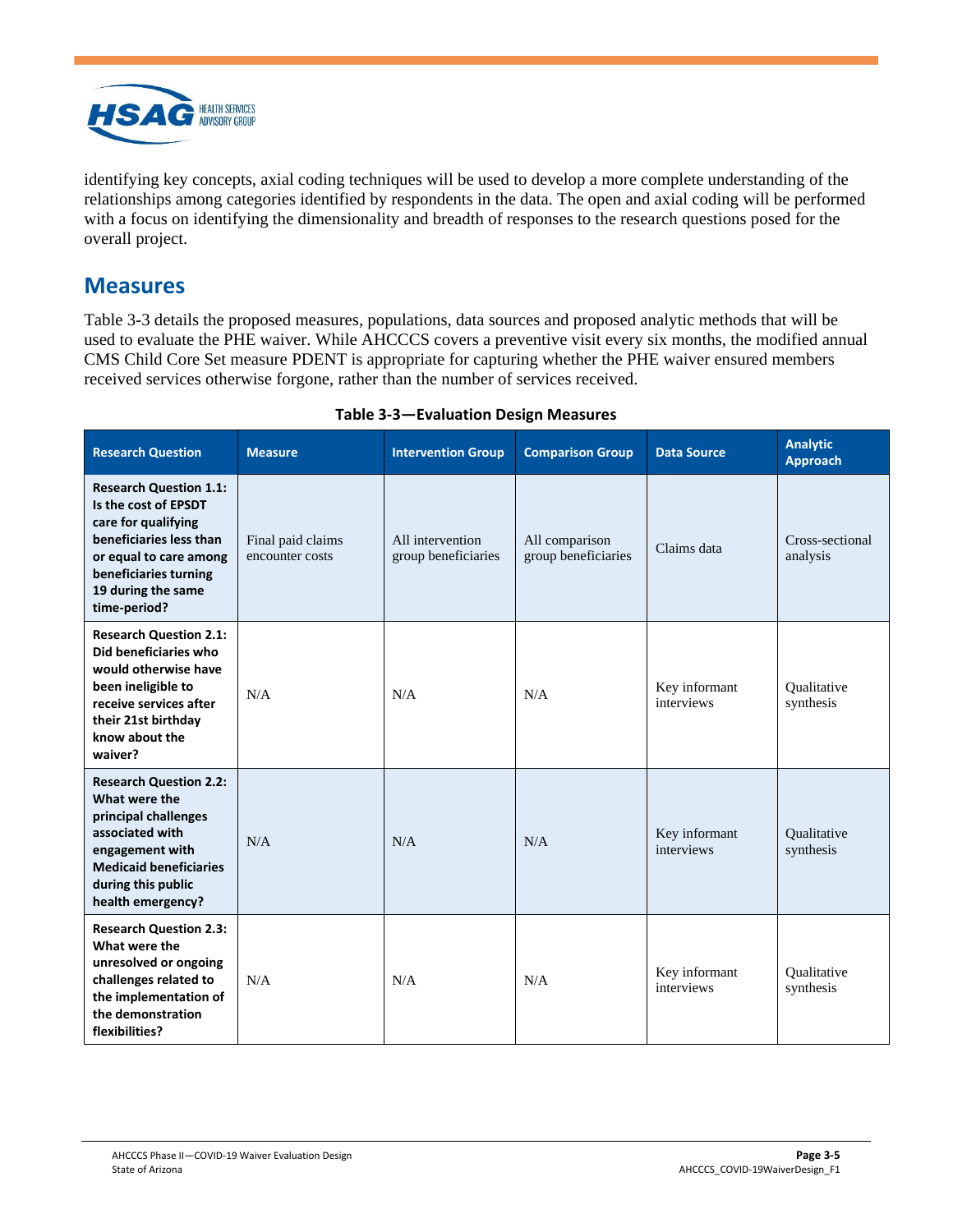identifying key concepts, axial coding techniques will be used to develop a more complete understanding of the relationships among categories identified by respondents in the data. The open and axial coding will be performed with a focus on identifying the dimensionality and breadth of responses to the research questions posed for the overall project.

## Measures

Table 3-3 details the proposed measures, populations, data sources and proposed analytic methods that will be used to evaluate the PHE waiver. While AHCCCS covers a preventive visit every six months, the modified annual CMS Child Core Set measure PDENT is appropriate for capturing whether the PHE waiver ensured members received services otherwise forgone, rather than the number of services received.

**Table 3-3—Evaluation Design Measures**

| Research Question | Measure | Intervention Group | Comparison Group | Data Source | Analytic Approach |
|---|---|---|---|---|---|
| **Research Question 1.1: Is the cost of EPSDT care for qualifying beneficiaries less than or equal to care among beneficiaries turning 19 during the same time-period?** | Final paid claims encounter costs | All intervention group beneficiaries | All comparison group beneficiaries | Claims data | Cross-sectional analysis |
| **Research Question 2.1: Did beneficiaries who would otherwise have been ineligible to receive services after their 21st birthday know about the waiver?** | N/A | N/A | N/A | Key informant interviews | Qualitative synthesis |
| **Research Question 2.2: What were the principal challenges associated with engagement with Medicaid beneficiaries during this public health emergency?** | N/A | N/A | N/A | Key informant interviews | Qualitative synthesis |
| **Research Question 2.3: What were the unresolved or ongoing challenges related to the implementation of the demonstration flexibilities?** | N/A | N/A | N/A | Key informant interviews | Qualitative synthesis |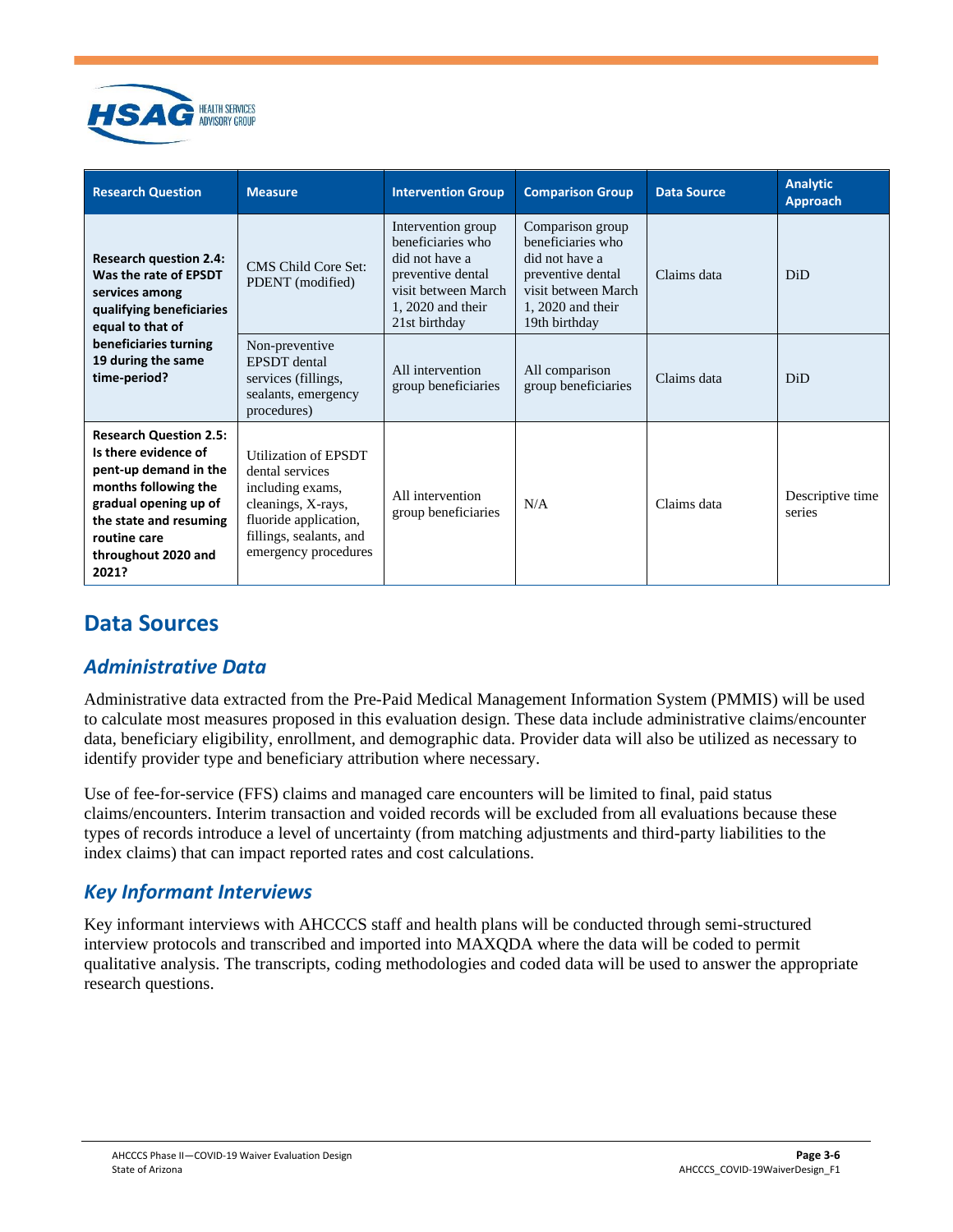| Research Question | Measure | Intervention Group | Comparison Group | Data Source | Analytic Approach |
|---|---|---|---|---|---|
| **Research question 2.4: Was the rate of EPSDT services among qualifying beneficiaries equal to that of beneficiaries turning 19 during the same time-period?** | CMS Child Core Set: PDENT (modified) | Intervention group beneficiaries who did not have a preventive dental visit between March 1, 2020 and their 21st birthday | Comparison group beneficiaries who did not have a preventive dental visit between March 1, 2020 and their 19th birthday | Claims data | DiD |
| | Non-preventive EPSDT dental services (fillings, sealants, emergency procedures) | All intervention group beneficiaries | All comparison group beneficiaries | Claims data | DiD |
| **Research Question 2.5: Is there evidence of pent-up demand in the months following the gradual opening up of the state and resuming routine care throughout 2020 and 2021?** | Utilization of EPSDT dental services including exams, cleanings, X-rays, fluoride application, fillings, sealants, and emergency procedures | All intervention group beneficiaries | N/A | Claims data | Descriptive time series |

## Data Sources

### *Administrative Data*

Administrative data extracted from the Pre-Paid Medical Management Information System (PMMIS) will be used to calculate most measures proposed in this evaluation design. These data include administrative claims/encounter data, beneficiary eligibility, enrollment, and demographic data. Provider data will also be utilized as necessary to identify provider type and beneficiary attribution where necessary.

Use of fee-for-service (FFS) claims and managed care encounters will be limited to final, paid status claims/encounters. Interim transaction and voided records will be excluded from all evaluations because these types of records introduce a level of uncertainty (from matching adjustments and third-party liabilities to the index claims) that can impact reported rates and cost calculations.

### *Key Informant Interviews*

Key informant interviews with AHCCCS staff and health plans will be conducted through semi-structured interview protocols and transcribed and imported into MAXQDA where the data will be coded to permit qualitative analysis. The transcripts, coding methodologies and coded data will be used to answer the appropriate research questions.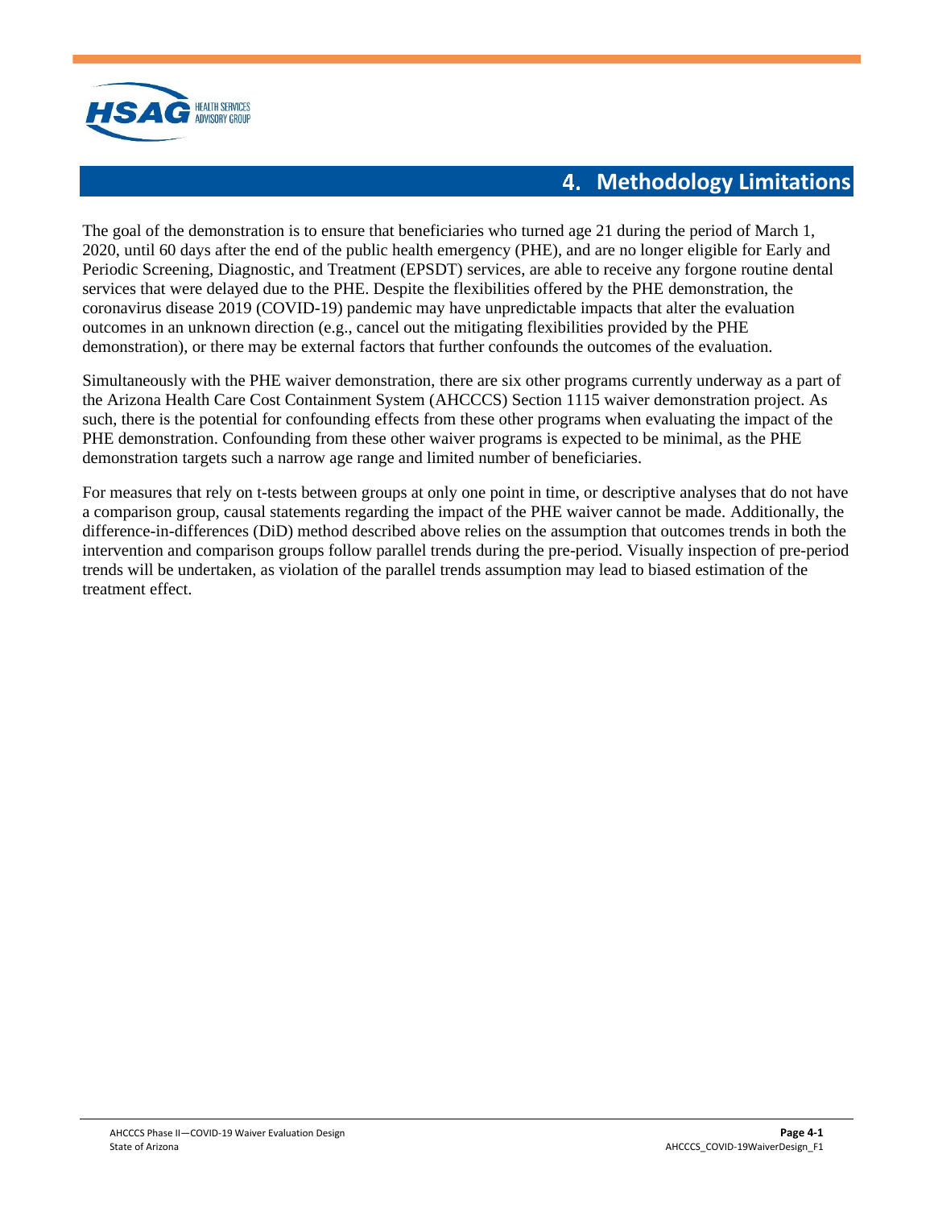# 4. Methodology Limitations

The goal of the demonstration is to ensure that beneficiaries who turned age 21 during the period of March 1, 2020, until 60 days after the end of the public health emergency (PHE), and are no longer eligible for Early and Periodic Screening, Diagnostic, and Treatment (EPSDT) services, are able to receive any forgone routine dental services that were delayed due to the PHE. Despite the flexibilities offered by the PHE demonstration, the coronavirus disease 2019 (COVID-19) pandemic may have unpredictable impacts that alter the evaluation outcomes in an unknown direction (e.g., cancel out the mitigating flexibilities provided by the PHE demonstration), or there may be external factors that further confounds the outcomes of the evaluation.

Simultaneously with the PHE waiver demonstration, there are six other programs currently underway as a part of the Arizona Health Care Cost Containment System (AHCCCS) Section 1115 waiver demonstration project. As such, there is the potential for confounding effects from these other programs when evaluating the impact of the PHE demonstration. Confounding from these other waiver programs is expected to be minimal, as the PHE demonstration targets such a narrow age range and limited number of beneficiaries.

For measures that rely on t-tests between groups at only one point in time, or descriptive analyses that do not have a comparison group, causal statements regarding the impact of the PHE waiver cannot be made. Additionally, the difference-in-differences (DiD) method described above relies on the assumption that outcomes trends in both the intervention and comparison groups follow parallel trends during the pre-period. Visually inspection of pre-period trends will be undertaken, as violation of the parallel trends assumption may lead to biased estimation of the treatment effect.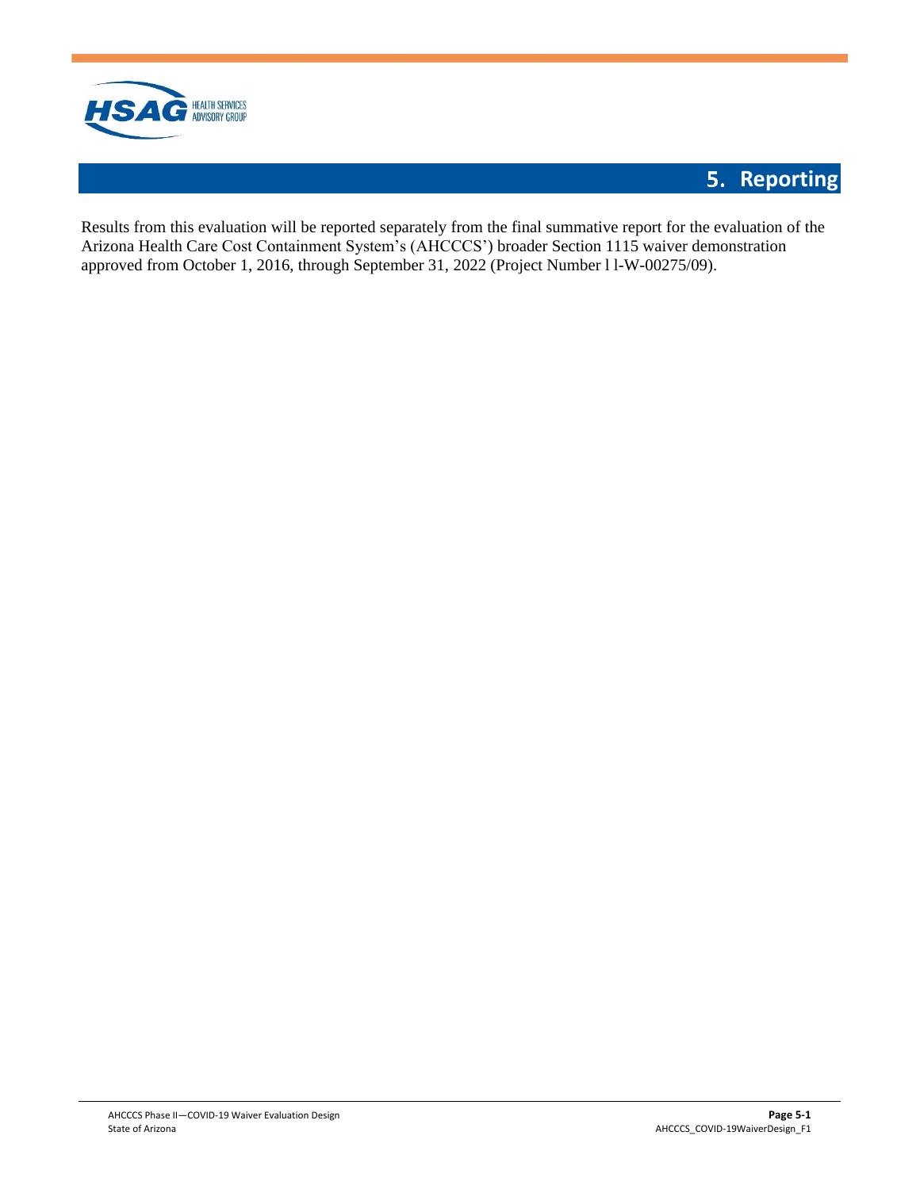# 5. Reporting

Results from this evaluation will be reported separately from the final summative report for the evaluation of the Arizona Health Care Cost Containment System's (AHCCCS') broader Section 1115 waiver demonstration approved from October 1, 2016, through September 31, 2022 (Project Number l l-W-00275/09).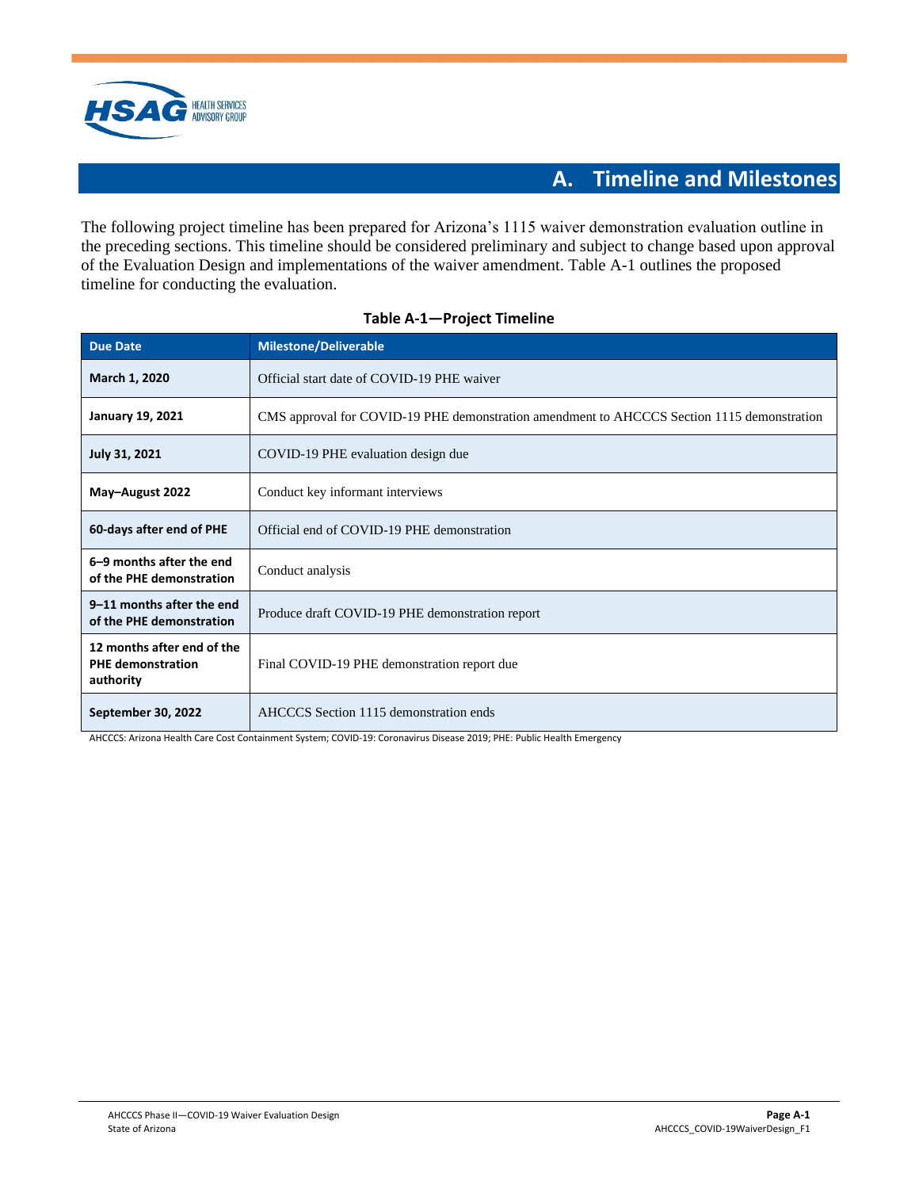# A. Timeline and Milestones

The following project timeline has been prepared for Arizona's 1115 waiver demonstration evaluation outline in the preceding sections. This timeline should be considered preliminary and subject to change based upon approval of the Evaluation Design and implementations of the waiver amendment. Table A-1 outlines the proposed timeline for conducting the evaluation.

**Table A-1—Project Timeline**

| Due Date | Milestone/Deliverable |
|---|---|
| **March 1, 2020** | Official start date of COVID-19 PHE waiver |
| **January 19, 2021** | CMS approval for COVID-19 PHE demonstration amendment to AHCCCS Section 1115 demonstration |
| **July 31, 2021** | COVID-19 PHE evaluation design due |
| **May–August 2022** | Conduct key informant interviews |
| **60-days after end of PHE** | Official end of COVID-19 PHE demonstration |
| **6–9 months after the end of the PHE demonstration** | Conduct analysis |
| **9–11 months after the end of the PHE demonstration** | Produce draft COVID-19 PHE demonstration report |
| **12 months after end of the PHE demonstration authority** | Final COVID-19 PHE demonstration report due |
| **September 30, 2022** | AHCCCS Section 1115 demonstration ends |

AHCCCS: Arizona Health Care Cost Containment System; COVID-19: Coronavirus Disease 2019; PHE: Public Health Emergency